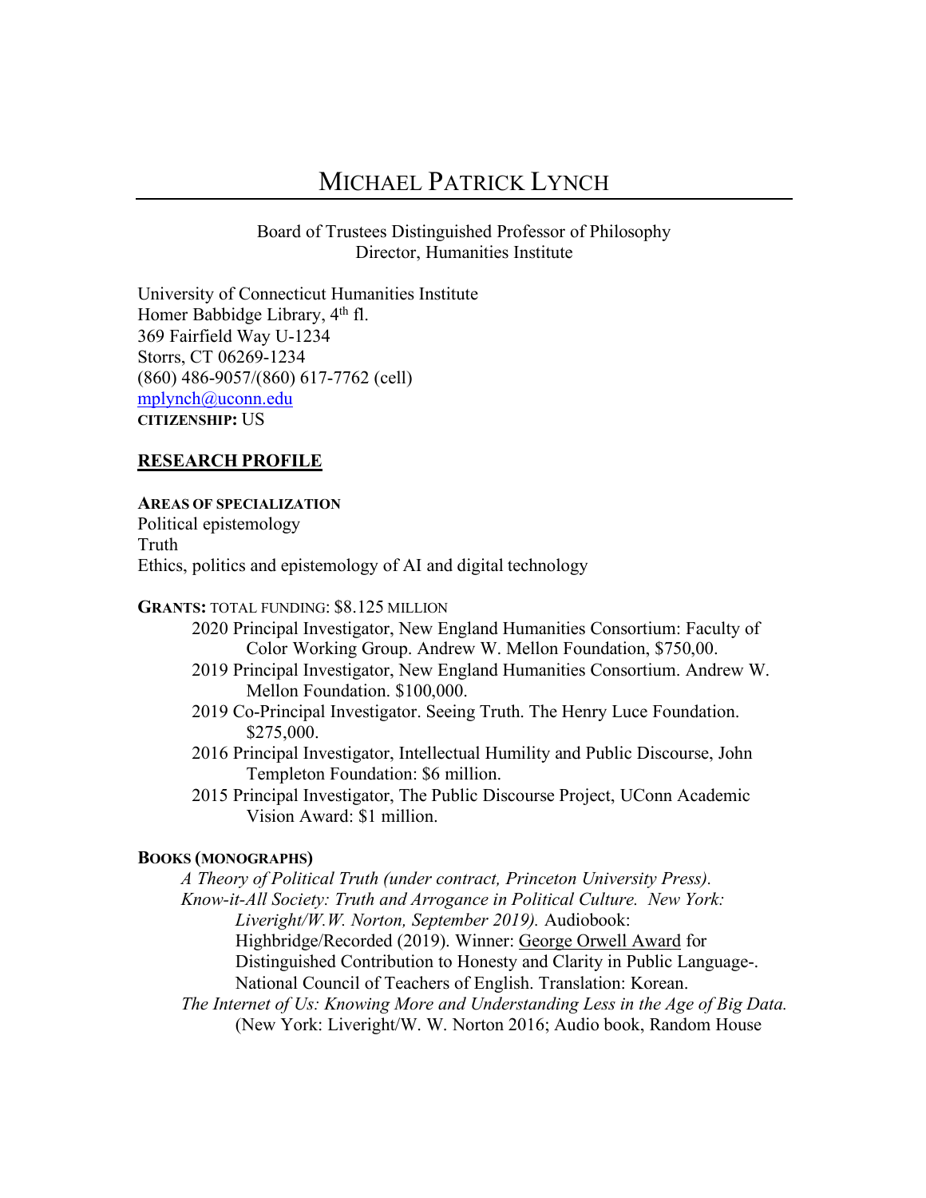# MICHAEL PATRICK LYNCH

Board of Trustees Distinguished Professor of Philosophy
Director, Humanities Institute

University of Connecticut Humanities Institute
Homer Babbidge Library, 4th fl.
369 Fairfield Way U-1234
Storrs, CT 06269-1234
(860) 486-9057/(860) 617-7762 (cell)
mplynch@uconn.edu
**CITIZENSHIP:** US

## RESEARCH PROFILE

**AREAS OF SPECIALIZATION**
Political epistemology
Truth
Ethics, politics and epistemology of AI and digital technology

**GRANTS:** TOTAL FUNDING: $8.125 MILLION

- 2020 Principal Investigator, New England Humanities Consortium: Faculty of Color Working Group. Andrew W. Mellon Foundation, $750,00.
- 2019 Principal Investigator, New England Humanities Consortium. Andrew W. Mellon Foundation. $100,000.
- 2019 Co-Principal Investigator. Seeing Truth. The Henry Luce Foundation. $275,000.
- 2016 Principal Investigator, Intellectual Humility and Public Discourse, John Templeton Foundation: $6 million.
- 2015 Principal Investigator, The Public Discourse Project, UConn Academic Vision Award: $1 million.

**BOOKS (MONOGRAPHS)**

*A Theory of Political Truth (under contract, Princeton University Press).*

*Know-it-All Society: Truth and Arrogance in Political Culture. New York: Liveright/W.W. Norton, September 2019).* Audiobook: Highbridge/Recorded (2019). Winner: George Orwell Award for Distinguished Contribution to Honesty and Clarity in Public Language-. National Council of Teachers of English. Translation: Korean.

*The Internet of Us: Knowing More and Understanding Less in the Age of Big Data.* (New York: Liveright/W. W. Norton 2016; Audio book, Random House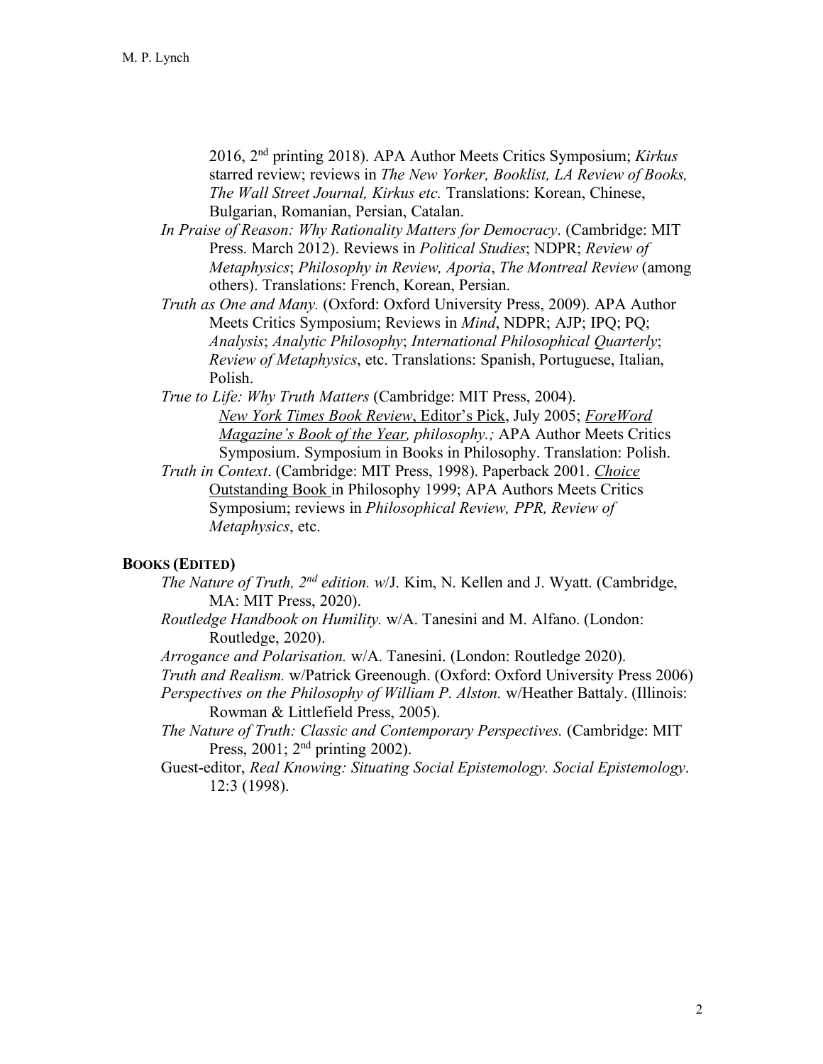2016, 2nd printing 2018). APA Author Meets Critics Symposium; *Kirkus* starred review; reviews in *The New Yorker, Booklist, LA Review of Books, The Wall Street Journal, Kirkus etc.* Translations: Korean, Chinese, Bulgarian, Romanian, Persian, Catalan.

*In Praise of Reason: Why Rationality Matters for Democracy*. (Cambridge: MIT Press. March 2012). Reviews in *Political Studies*; NDPR; *Review of Metaphysics*; *Philosophy in Review, Aporia*, *The Montreal Review* (among others). Translations: French, Korean, Persian.

*Truth as One and Many.* (Oxford: Oxford University Press, 2009). APA Author Meets Critics Symposium; Reviews in *Mind*, NDPR; AJP; IPQ; PQ; *Analysis*; *Analytic Philosophy*; *International Philosophical Quarterly*; *Review of Metaphysics*, etc. Translations: Spanish, Portuguese, Italian, Polish.

*True to Life: Why Truth Matters* (Cambridge: MIT Press, 2004). *New York Times Book Review*, Editor's Pick, July 2005; *ForeWord Magazine's Book of the Year, philosophy.;* APA Author Meets Critics Symposium. Symposium in Books in Philosophy. Translation: Polish.

*Truth in Context*. (Cambridge: MIT Press, 1998). Paperback 2001. *Choice* Outstanding Book in Philosophy 1999; APA Authors Meets Critics Symposium; reviews in *Philosophical Review, PPR, Review of Metaphysics*, etc.

**BOOKS (EDITED)**

*The Nature of Truth, 2nd edition. w*/J. Kim, N. Kellen and J. Wyatt. (Cambridge, MA: MIT Press, 2020).

*Routledge Handbook on Humility.* w/A. Tanesini and M. Alfano. (London: Routledge, 2020).

*Arrogance and Polarisation.* w/A. Tanesini. (London: Routledge 2020).

*Truth and Realism.* w/Patrick Greenough. (Oxford: Oxford University Press 2006)

*Perspectives on the Philosophy of William P. Alston.* w/Heather Battaly. (Illinois: Rowman & Littlefield Press, 2005).

*The Nature of Truth: Classic and Contemporary Perspectives.* (Cambridge: MIT Press, 2001; 2nd printing 2002).

Guest-editor, *Real Knowing: Situating Social Epistemology. Social Epistemology*. 12:3 (1998).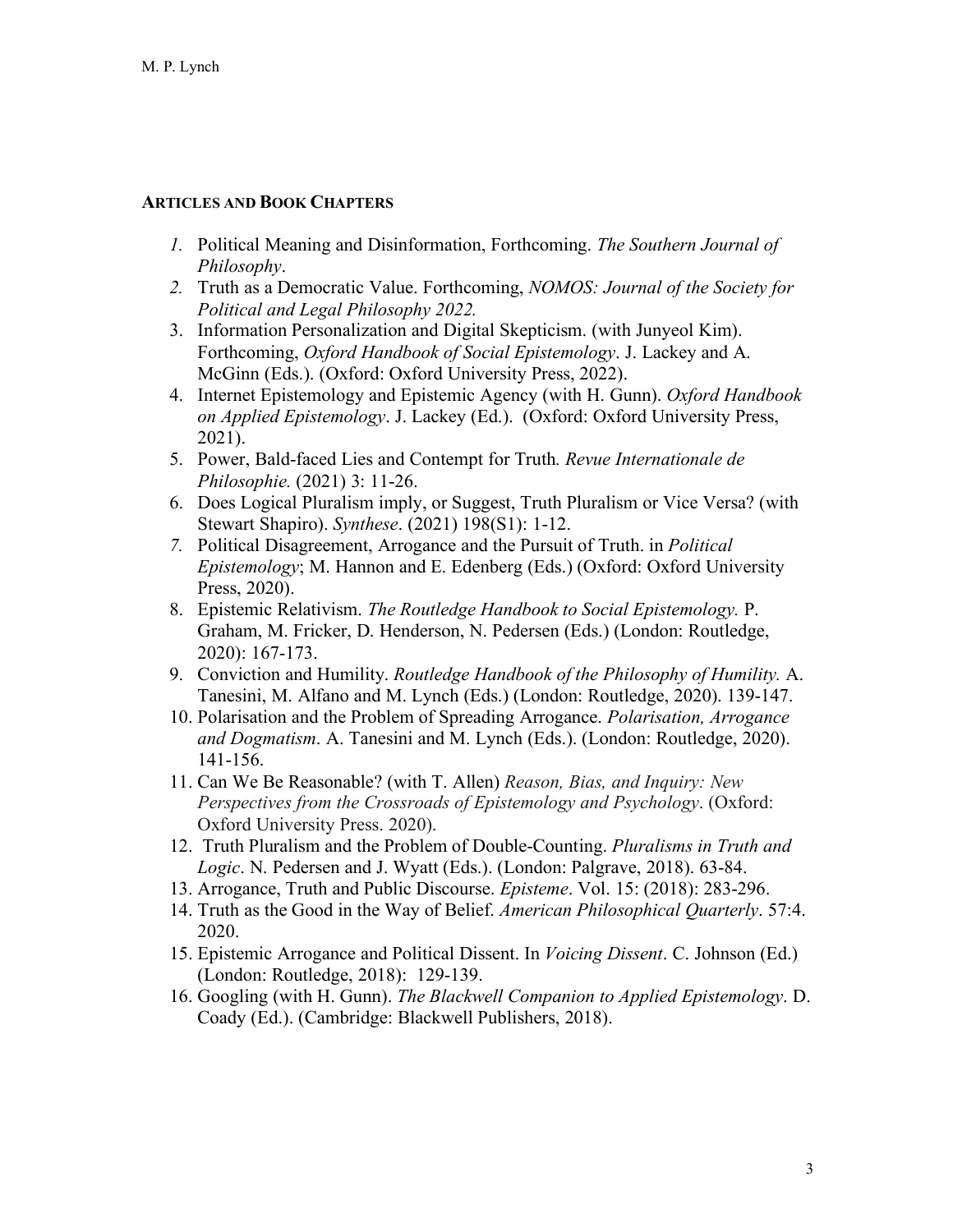## ARTICLES AND BOOK CHAPTERS

1. Political Meaning and Disinformation, Forthcoming. *The Southern Journal of Philosophy*.
2. Truth as a Democratic Value. Forthcoming, *NOMOS: Journal of the Society for Political and Legal Philosophy 2022.*
3. Information Personalization and Digital Skepticism. (with Junyeol Kim). Forthcoming, *Oxford Handbook of Social Epistemology*. J. Lackey and A. McGinn (Eds.). (Oxford: Oxford University Press, 2022).
4. Internet Epistemology and Epistemic Agency (with H. Gunn). *Oxford Handbook on Applied Epistemology*. J. Lackey (Ed.). (Oxford: Oxford University Press, 2021).
5. Power, Bald-faced Lies and Contempt for Truth*. Revue Internationale de Philosophie.* (2021) 3: 11-26.
6. Does Logical Pluralism imply, or Suggest, Truth Pluralism or Vice Versa? (with Stewart Shapiro). *Synthese*. (2021) 198(S1): 1-12.
7. Political Disagreement, Arrogance and the Pursuit of Truth. in *Political Epistemology*; M. Hannon and E. Edenberg (Eds.) (Oxford: Oxford University Press, 2020).
8. Epistemic Relativism. *The Routledge Handbook to Social Epistemology.* P. Graham, M. Fricker, D. Henderson, N. Pedersen (Eds.) (London: Routledge, 2020): 167-173.
9. Conviction and Humility. *Routledge Handbook of the Philosophy of Humility.* A. Tanesini, M. Alfano and M. Lynch (Eds.) (London: Routledge, 2020). 139-147.
10. Polarisation and the Problem of Spreading Arrogance. *Polarisation, Arrogance and Dogmatism*. A. Tanesini and M. Lynch (Eds.). (London: Routledge, 2020). 141-156.
11. Can We Be Reasonable? (with T. Allen) *Reason, Bias, and Inquiry: New Perspectives from the Crossroads of Epistemology and Psychology*. (Oxford: Oxford University Press. 2020).
12. Truth Pluralism and the Problem of Double-Counting. *Pluralisms in Truth and Logic*. N. Pedersen and J. Wyatt (Eds.). (London: Palgrave, 2018). 63-84.
13. Arrogance, Truth and Public Discourse. *Episteme*. Vol. 15: (2018): 283-296.
14. Truth as the Good in the Way of Belief. *American Philosophical Quarterly*. 57:4. 2020.
15. Epistemic Arrogance and Political Dissent. In *Voicing Dissent*. C. Johnson (Ed.) (London: Routledge, 2018): 129-139.
16. Googling (with H. Gunn). *The Blackwell Companion to Applied Epistemology*. D. Coady (Ed.). (Cambridge: Blackwell Publishers, 2018).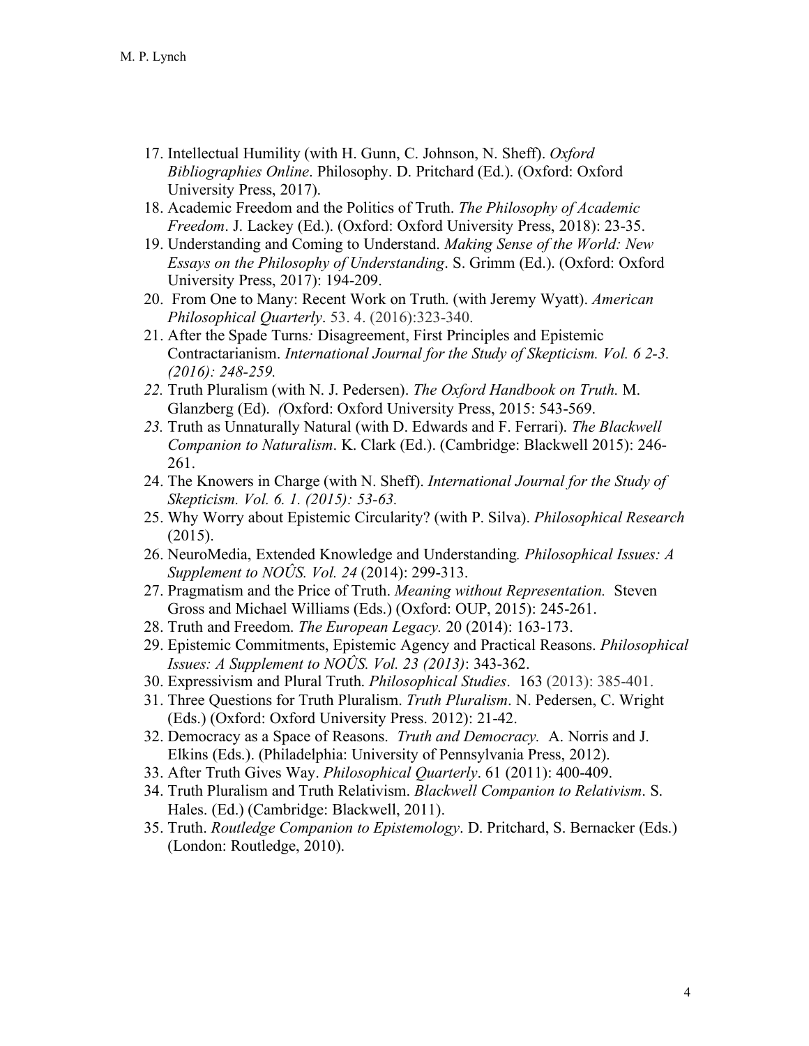17. Intellectual Humility (with H. Gunn, C. Johnson, N. Sheff). *Oxford Bibliographies Online*. Philosophy. D. Pritchard (Ed.). (Oxford: Oxford University Press, 2017).
18. Academic Freedom and the Politics of Truth. *The Philosophy of Academic Freedom*. J. Lackey (Ed.). (Oxford: Oxford University Press, 2018): 23-35.
19. Understanding and Coming to Understand. *Making Sense of the World: New Essays on the Philosophy of Understanding*. S. Grimm (Ed.). (Oxford: Oxford University Press, 2017): 194-209.
20. From One to Many: Recent Work on Truth. (with Jeremy Wyatt). *American Philosophical Quarterly*. 53. 4. (2016):323-340.
21. After the Spade Turns*:* Disagreement, First Principles and Epistemic Contractarianism. *International Journal for the Study of Skepticism. Vol. 6 2-3. (2016): 248-259.*
22. Truth Pluralism (with N. J. Pedersen). *The Oxford Handbook on Truth.* M. Glanzberg (Ed). *(*Oxford: Oxford University Press, 2015: 543-569.
23. Truth as Unnaturally Natural (with D. Edwards and F. Ferrari). *The Blackwell Companion to Naturalism*. K. Clark (Ed.). (Cambridge: Blackwell 2015): 246-261.
24. The Knowers in Charge (with N. Sheff). *International Journal for the Study of Skepticism. Vol. 6. 1. (2015): 53-63.*
25. Why Worry about Epistemic Circularity? (with P. Silva). *Philosophical Research* (2015).
26. NeuroMedia, Extended Knowledge and Understanding*. Philosophical Issues: A Supplement to NOÛS. Vol. 24* (2014): 299-313.
27. Pragmatism and the Price of Truth. *Meaning without Representation.* Steven Gross and Michael Williams (Eds.) (Oxford: OUP, 2015): 245-261.
28. Truth and Freedom. *The European Legacy.* 20 (2014): 163-173.
29. Epistemic Commitments, Epistemic Agency and Practical Reasons. *Philosophical Issues: A Supplement to NOÛS. Vol. 23 (2013)*: 343-362.
30. Expressivism and Plural Truth*. Philosophical Studies*. 163 (2013): 385-401.
31. Three Questions for Truth Pluralism. *Truth Pluralism*. N. Pedersen, C. Wright (Eds.) (Oxford: Oxford University Press. 2012): 21-42.
32. Democracy as a Space of Reasons. *Truth and Democracy.* A. Norris and J. Elkins (Eds.). (Philadelphia: University of Pennsylvania Press, 2012).
33. After Truth Gives Way. *Philosophical Quarterly*. 61 (2011): 400-409.
34. Truth Pluralism and Truth Relativism. *Blackwell Companion to Relativism*. S. Hales. (Ed.) (Cambridge: Blackwell, 2011).
35. Truth. *Routledge Companion to Epistemology*. D. Pritchard, S. Bernacker (Eds.) (London: Routledge, 2010).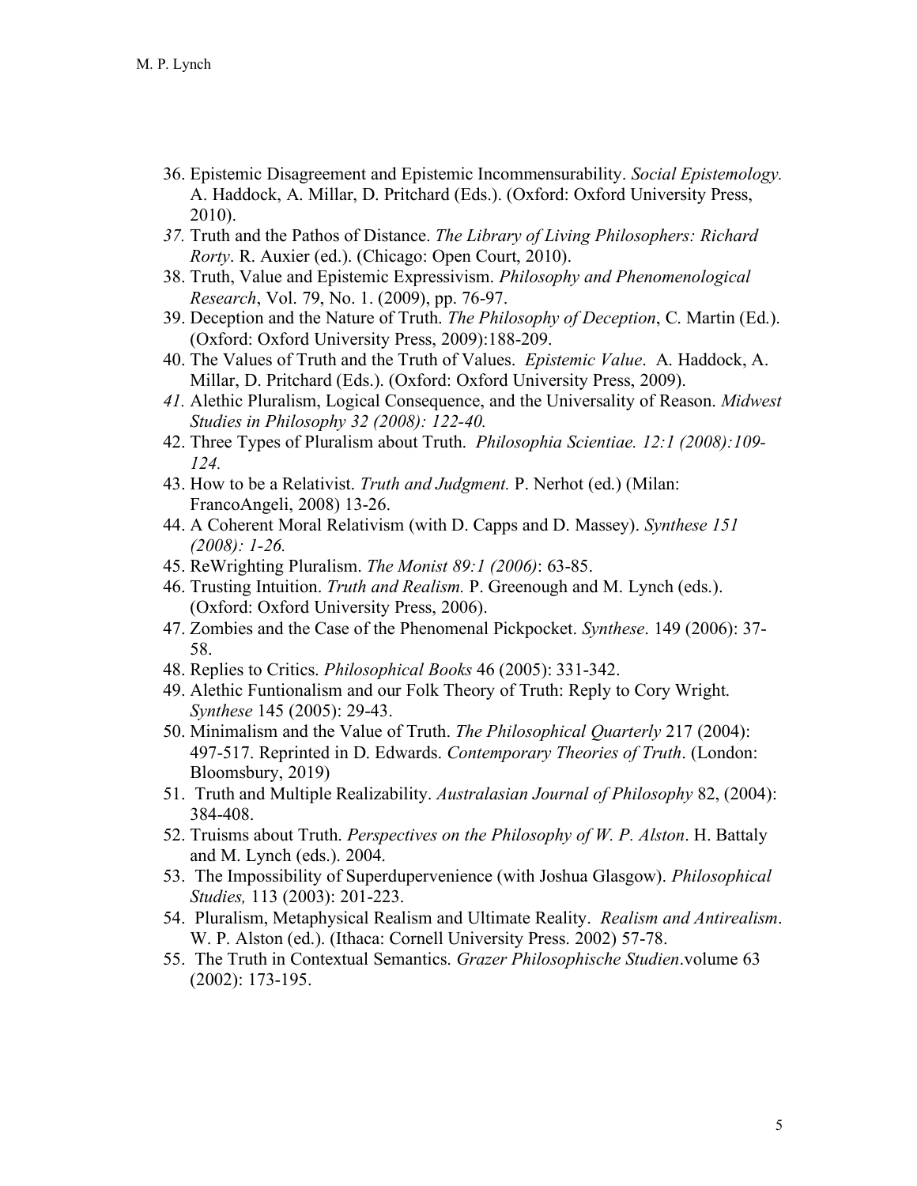36. Epistemic Disagreement and Epistemic Incommensurability. *Social Epistemology.* A. Haddock, A. Millar, D. Pritchard (Eds.). (Oxford: Oxford University Press, 2010).
37. Truth and the Pathos of Distance. *The Library of Living Philosophers: Richard Rorty*. R. Auxier (ed.). (Chicago: Open Court, 2010).
38. Truth, Value and Epistemic Expressivism. *Philosophy and Phenomenological Research*, Vol. 79, No. 1. (2009), pp. 76-97.
39. Deception and the Nature of Truth. *The Philosophy of Deception*, C. Martin (Ed.). (Oxford: Oxford University Press, 2009):188-209.
40. The Values of Truth and the Truth of Values. *Epistemic Value*. A. Haddock, A. Millar, D. Pritchard (Eds.). (Oxford: Oxford University Press, 2009).
41. Alethic Pluralism, Logical Consequence, and the Universality of Reason. *Midwest Studies in Philosophy 32 (2008): 122-40.*
42. Three Types of Pluralism about Truth. *Philosophia Scientiae. 12:1 (2008):109-124.*
43. How to be a Relativist. *Truth and Judgment.* P. Nerhot (ed.) (Milan: FrancoAngeli, 2008) 13-26.
44. A Coherent Moral Relativism (with D. Capps and D. Massey). *Synthese 151 (2008): 1-26.*
45. ReWrighting Pluralism. *The Monist 89:1 (2006)*: 63-85.
46. Trusting Intuition. *Truth and Realism.* P. Greenough and M. Lynch (eds.). (Oxford: Oxford University Press, 2006).
47. Zombies and the Case of the Phenomenal Pickpocket. *Synthese*. 149 (2006): 37-58.
48. Replies to Critics. *Philosophical Books* 46 (2005): 331-342.
49. Alethic Funtionalism and our Folk Theory of Truth: Reply to Cory Wright. *Synthese* 145 (2005): 29-43.
50. Minimalism and the Value of Truth. *The Philosophical Quarterly* 217 (2004): 497-517. Reprinted in D. Edwards. *Contemporary Theories of Truth*. (London: Bloomsbury, 2019)
51. Truth and Multiple Realizability. *Australasian Journal of Philosophy* 82, (2004): 384-408.
52. Truisms about Truth. *Perspectives on the Philosophy of W. P. Alston*. H. Battaly and M. Lynch (eds.). 2004.
53. The Impossibility of Superdupervenience (with Joshua Glasgow). *Philosophical Studies,* 113 (2003): 201-223.
54. Pluralism, Metaphysical Realism and Ultimate Reality. *Realism and Antirealism*. W. P. Alston (ed.). (Ithaca: Cornell University Press. 2002) 57-78.
55. The Truth in Contextual Semantics. *Grazer Philosophische Studien*.volume 63 (2002): 173-195.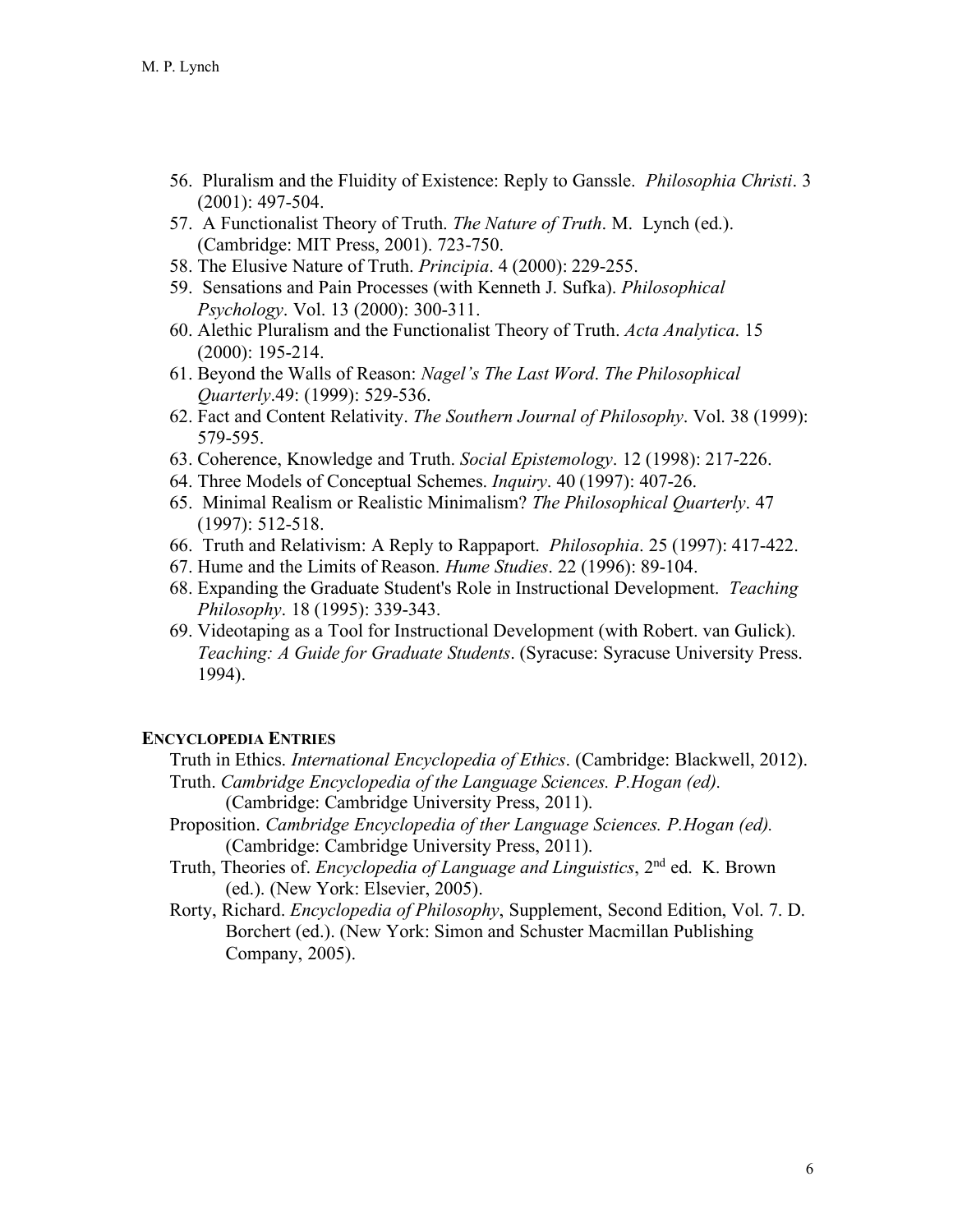56. Pluralism and the Fluidity of Existence: Reply to Ganssle. *Philosophia Christi*. 3 (2001): 497-504.
57. A Functionalist Theory of Truth. *The Nature of Truth*. M. Lynch (ed.). (Cambridge: MIT Press, 2001). 723-750.
58. The Elusive Nature of Truth. *Principia*. 4 (2000): 229-255.
59. Sensations and Pain Processes (with Kenneth J. Sufka). *Philosophical Psychology*. Vol. 13 (2000): 300-311.
60. Alethic Pluralism and the Functionalist Theory of Truth. *Acta Analytica*. 15 (2000): 195-214.
61. Beyond the Walls of Reason: *Nagel's The Last Word*. *The Philosophical Quarterly*.49: (1999): 529-536.
62. Fact and Content Relativity. *The Southern Journal of Philosophy*. Vol. 38 (1999): 579-595.
63. Coherence, Knowledge and Truth. *Social Epistemology*. 12 (1998): 217-226.
64. Three Models of Conceptual Schemes. *Inquiry*. 40 (1997): 407-26.
65. Minimal Realism or Realistic Minimalism? *The Philosophical Quarterly*. 47 (1997): 512-518.
66. Truth and Relativism: A Reply to Rappaport. *Philosophia*. 25 (1997): 417-422.
67. Hume and the Limits of Reason. *Hume Studies*. 22 (1996): 89-104.
68. Expanding the Graduate Student's Role in Instructional Development. *Teaching Philosophy*. 18 (1995): 339-343.
69. Videotaping as a Tool for Instructional Development (with Robert. van Gulick). *Teaching: A Guide for Graduate Students*. (Syracuse: Syracuse University Press. 1994).

**ENCYCLOPEDIA ENTRIES**

Truth in Ethics. *International Encyclopedia of Ethics*. (Cambridge: Blackwell, 2012).

Truth. *Cambridge Encyclopedia of the Language Sciences. P.Hogan (ed).* (Cambridge: Cambridge University Press, 2011).

Proposition. *Cambridge Encyclopedia of ther Language Sciences. P.Hogan (ed).* (Cambridge: Cambridge University Press, 2011).

Truth, Theories of. *Encyclopedia of Language and Linguistics*, 2nd ed. K. Brown (ed.). (New York: Elsevier, 2005).

Rorty, Richard. *Encyclopedia of Philosophy*, Supplement, Second Edition, Vol. 7. D. Borchert (ed.). (New York: Simon and Schuster Macmillan Publishing Company, 2005).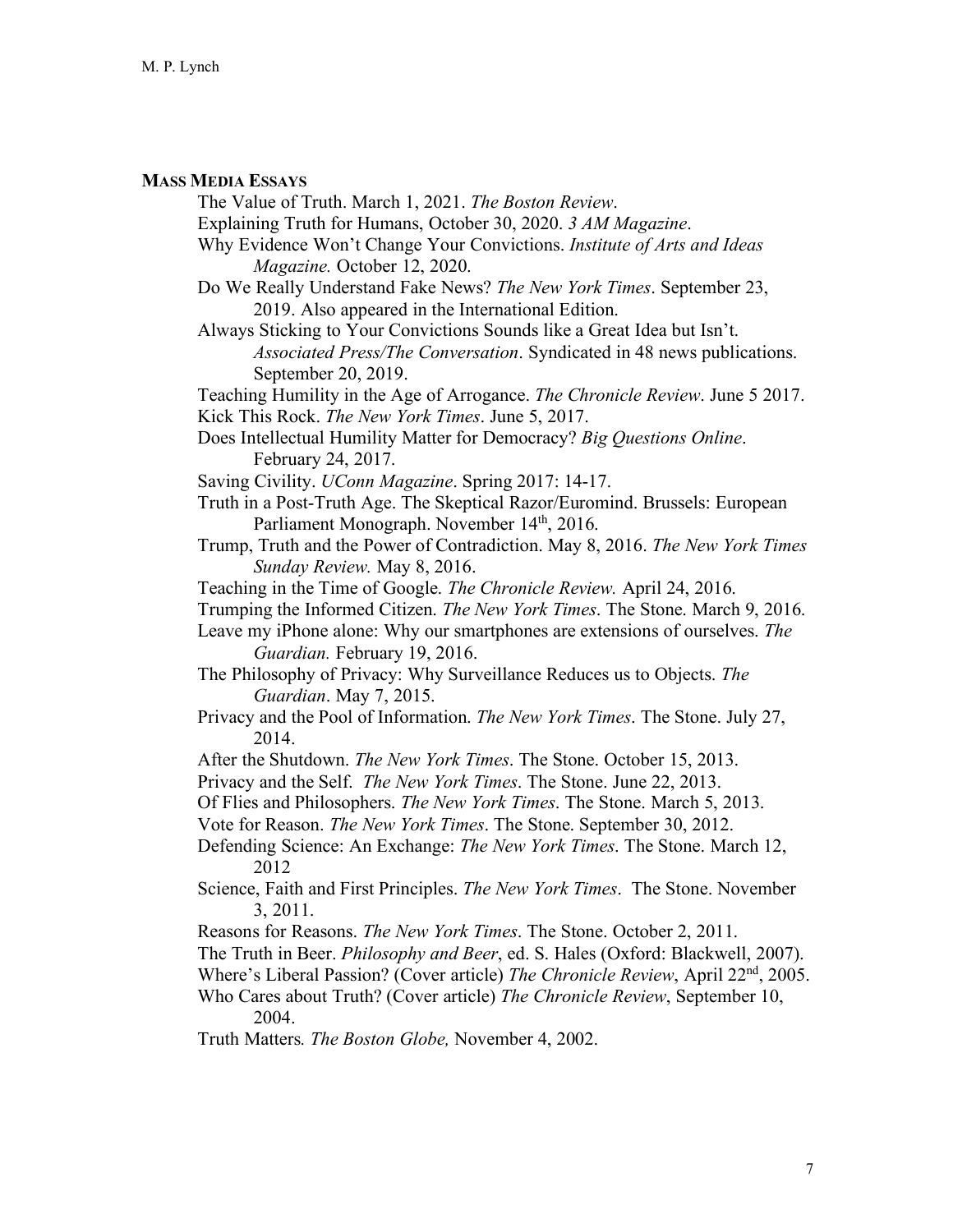## Mass Media Essays

The Value of Truth. March 1, 2021. *The Boston Review*.

Explaining Truth for Humans, October 30, 2020. *3 AM Magazine*.

Why Evidence Won't Change Your Convictions. *Institute of Arts and Ideas Magazine.* October 12, 2020.

Do We Really Understand Fake News? *The New York Times*. September 23, 2019. Also appeared in the International Edition.

Always Sticking to Your Convictions Sounds like a Great Idea but Isn't. *Associated Press/The Conversation*. Syndicated in 48 news publications. September 20, 2019.

Teaching Humility in the Age of Arrogance. *The Chronicle Review*. June 5 2017.

Kick This Rock. *The New York Times*. June 5, 2017.

Does Intellectual Humility Matter for Democracy? *Big Questions Online*. February 24, 2017.

Saving Civility. *UConn Magazine*. Spring 2017: 14-17.

Truth in a Post-Truth Age. The Skeptical Razor/Euromind. Brussels: European Parliament Monograph. November 14th, 2016.

Trump, Truth and the Power of Contradiction. May 8, 2016. *The New York Times Sunday Review.* May 8, 2016.

Teaching in the Time of Google. *The Chronicle Review.* April 24, 2016.

Trumping the Informed Citizen. *The New York Times*. The Stone. March 9, 2016.

Leave my iPhone alone: Why our smartphones are extensions of ourselves. *The Guardian.* February 19, 2016.

The Philosophy of Privacy: Why Surveillance Reduces us to Objects. *The Guardian*. May 7, 2015.

Privacy and the Pool of Information. *The New York Times*. The Stone. July 27, 2014.

After the Shutdown. *The New York Times*. The Stone. October 15, 2013.

Privacy and the Self. *The New York Times*. The Stone. June 22, 2013.

Of Flies and Philosophers. *The New York Times*. The Stone. March 5, 2013.

Vote for Reason. *The New York Times*. The Stone. September 30, 2012.

Defending Science: An Exchange: *The New York Times*. The Stone. March 12, 2012

Science, Faith and First Principles. *The New York Times*. The Stone. November 3, 2011.

Reasons for Reasons. *The New York Times*. The Stone. October 2, 2011.

The Truth in Beer. *Philosophy and Beer*, ed. S. Hales (Oxford: Blackwell, 2007).

Where's Liberal Passion? (Cover article) *The Chronicle Review*, April 22nd, 2005.

Who Cares about Truth? (Cover article) *The Chronicle Review*, September 10, 2004.

Truth Matters*. The Boston Globe,* November 4, 2002.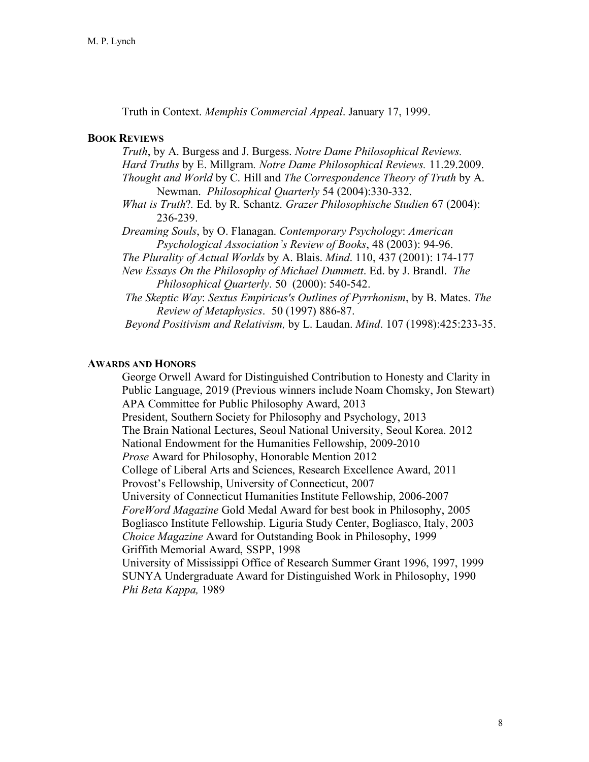Truth in Context. *Memphis Commercial Appeal*. January 17, 1999.

## Book Reviews

*Truth*, by A. Burgess and J. Burgess. *Notre Dame Philosophical Reviews.*
*Hard Truths* by E. Millgram*. Notre Dame Philosophical Reviews.* 11.29.2009.
*Thought and World* by C. Hill and *The Correspondence Theory of Truth* by A. Newman. *Philosophical Quarterly* 54 (2004):330-332.
*What is Truth*?*.* Ed. by R. Schantz. *Grazer Philosophische Studien* 67 (2004): 236-239.
*Dreaming Souls*, by O. Flanagan. *Contemporary Psychology*: *American Psychological Association's Review of Books*, 48 (2003): 94-96.
*The Plurality of Actual Worlds* by A. Blais. *Mind*. 110, 437 (2001): 174-177
*New Essays On the Philosophy of Michael Dummett*. Ed. by J. Brandl. *The Philosophical Quarterly*. 50 (2000): 540-542.
*The Skeptic Way*: *Sextus Empiricus's Outlines of Pyrrhonism*, by B. Mates. *The Review of Metaphysics*. 50 (1997) 886-87.
*Beyond Positivism and Relativism,* by L. Laudan. *Mind*. 107 (1998):425:233-35.

## Awards and Honors

George Orwell Award for Distinguished Contribution to Honesty and Clarity in Public Language, 2019 (Previous winners include Noam Chomsky, Jon Stewart)
APA Committee for Public Philosophy Award, 2013
President, Southern Society for Philosophy and Psychology, 2013
The Brain National Lectures, Seoul National University, Seoul Korea. 2012
National Endowment for the Humanities Fellowship, 2009-2010
*Prose* Award for Philosophy, Honorable Mention 2012
College of Liberal Arts and Sciences, Research Excellence Award, 2011
Provost's Fellowship, University of Connecticut, 2007
University of Connecticut Humanities Institute Fellowship, 2006-2007
*ForeWord Magazine* Gold Medal Award for best book in Philosophy, 2005
Bogliasco Institute Fellowship. Liguria Study Center, Bogliasco, Italy, 2003
*Choice Magazine* Award for Outstanding Book in Philosophy, 1999
Griffith Memorial Award, SSPP, 1998
University of Mississippi Office of Research Summer Grant 1996, 1997, 1999
SUNYA Undergraduate Award for Distinguished Work in Philosophy, 1990
*Phi Beta Kappa,* 1989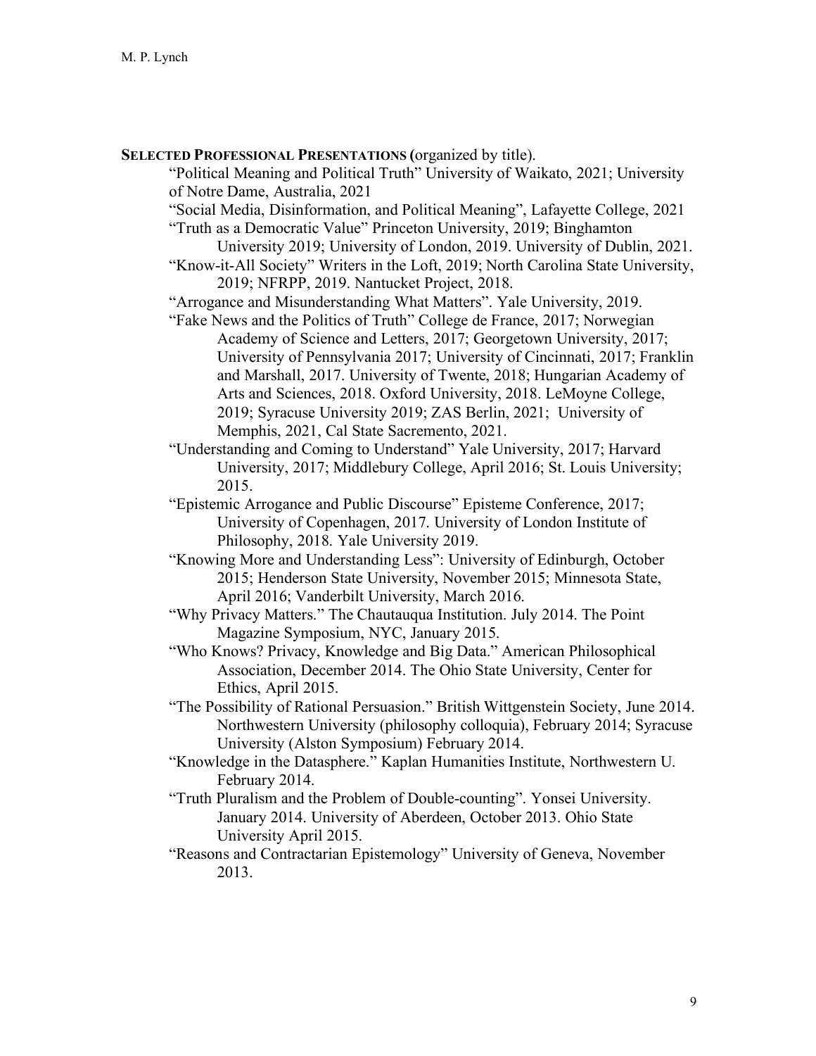**SELECTED PROFESSIONAL PRESENTATIONS (**organized by title).

"Political Meaning and Political Truth" University of Waikato, 2021; University of Notre Dame, Australia, 2021

"Social Media, Disinformation, and Political Meaning", Lafayette College, 2021

"Truth as a Democratic Value" Princeton University, 2019; Binghamton University 2019; University of London, 2019. University of Dublin, 2021.

"Know-it-All Society" Writers in the Loft, 2019; North Carolina State University, 2019; NFRPP, 2019. Nantucket Project, 2018.

"Arrogance and Misunderstanding What Matters". Yale University, 2019.

"Fake News and the Politics of Truth" College de France, 2017; Norwegian Academy of Science and Letters, 2017; Georgetown University, 2017; University of Pennsylvania 2017; University of Cincinnati, 2017; Franklin and Marshall, 2017. University of Twente, 2018; Hungarian Academy of Arts and Sciences, 2018. Oxford University, 2018. LeMoyne College, 2019; Syracuse University 2019; ZAS Berlin, 2021; University of Memphis, 2021, Cal State Sacremento, 2021.

"Understanding and Coming to Understand" Yale University, 2017; Harvard University, 2017; Middlebury College, April 2016; St. Louis University; 2015.

"Epistemic Arrogance and Public Discourse" Episteme Conference, 2017; University of Copenhagen, 2017. University of London Institute of Philosophy, 2018. Yale University 2019.

"Knowing More and Understanding Less": University of Edinburgh, October 2015; Henderson State University, November 2015; Minnesota State, April 2016; Vanderbilt University, March 2016.

"Why Privacy Matters." The Chautauqua Institution. July 2014. The Point Magazine Symposium, NYC, January 2015.

"Who Knows? Privacy, Knowledge and Big Data." American Philosophical Association, December 2014. The Ohio State University, Center for Ethics, April 2015.

"The Possibility of Rational Persuasion." British Wittgenstein Society, June 2014. Northwestern University (philosophy colloquia), February 2014; Syracuse University (Alston Symposium) February 2014.

"Knowledge in the Datasphere." Kaplan Humanities Institute, Northwestern U. February 2014.

"Truth Pluralism and the Problem of Double-counting". Yonsei University. January 2014. University of Aberdeen, October 2013. Ohio State University April 2015.

"Reasons and Contractarian Epistemology" University of Geneva, November 2013.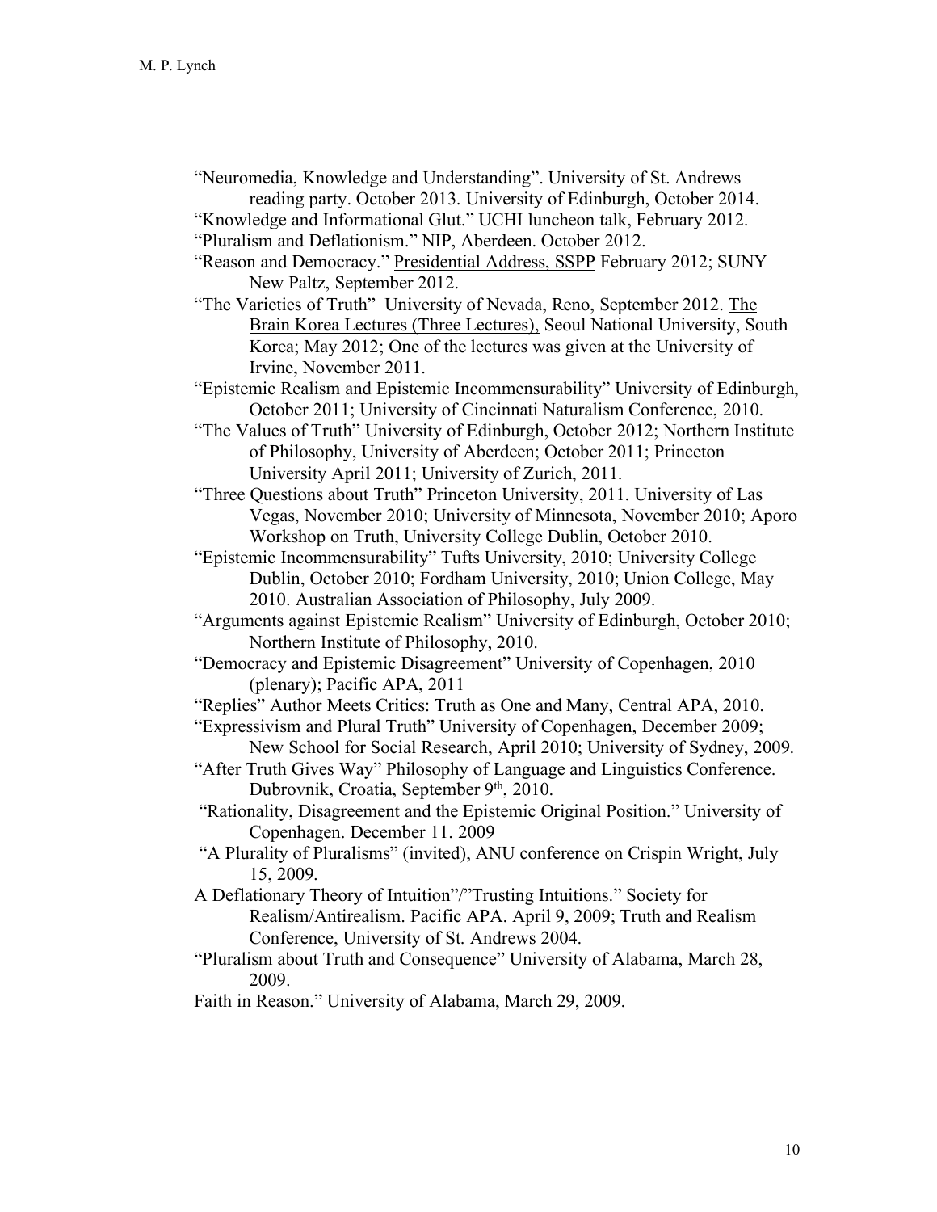"Neuromedia, Knowledge and Understanding". University of St. Andrews reading party. October 2013. University of Edinburgh, October 2014.

"Knowledge and Informational Glut." UCHI luncheon talk, February 2012.

"Pluralism and Deflationism." NIP, Aberdeen. October 2012.

"Reason and Democracy." Presidential Address, SSPP February 2012; SUNY New Paltz, September 2012.

"The Varieties of Truth" University of Nevada, Reno, September 2012. The Brain Korea Lectures (Three Lectures), Seoul National University, South Korea; May 2012; One of the lectures was given at the University of Irvine, November 2011.

"Epistemic Realism and Epistemic Incommensurability" University of Edinburgh, October 2011; University of Cincinnati Naturalism Conference, 2010.

"The Values of Truth" University of Edinburgh, October 2012; Northern Institute of Philosophy, University of Aberdeen; October 2011; Princeton University April 2011; University of Zurich, 2011.

"Three Questions about Truth" Princeton University, 2011. University of Las Vegas, November 2010; University of Minnesota, November 2010; Aporo Workshop on Truth, University College Dublin, October 2010.

"Epistemic Incommensurability" Tufts University, 2010; University College Dublin, October 2010; Fordham University, 2010; Union College, May 2010. Australian Association of Philosophy, July 2009.

"Arguments against Epistemic Realism" University of Edinburgh, October 2010; Northern Institute of Philosophy, 2010.

"Democracy and Epistemic Disagreement" University of Copenhagen, 2010 (plenary); Pacific APA, 2011

"Replies" Author Meets Critics: Truth as One and Many, Central APA, 2010.

"Expressivism and Plural Truth" University of Copenhagen, December 2009; New School for Social Research, April 2010; University of Sydney, 2009.

"After Truth Gives Way" Philosophy of Language and Linguistics Conference. Dubrovnik, Croatia, September 9th, 2010.

"Rationality, Disagreement and the Epistemic Original Position." University of Copenhagen. December 11. 2009

"A Plurality of Pluralisms" (invited), ANU conference on Crispin Wright, July 15, 2009.

A Deflationary Theory of Intuition"/"Trusting Intuitions." Society for Realism/Antirealism. Pacific APA. April 9, 2009; Truth and Realism Conference, University of St. Andrews 2004.

"Pluralism about Truth and Consequence" University of Alabama, March 28, 2009.

Faith in Reason." University of Alabama, March 29, 2009.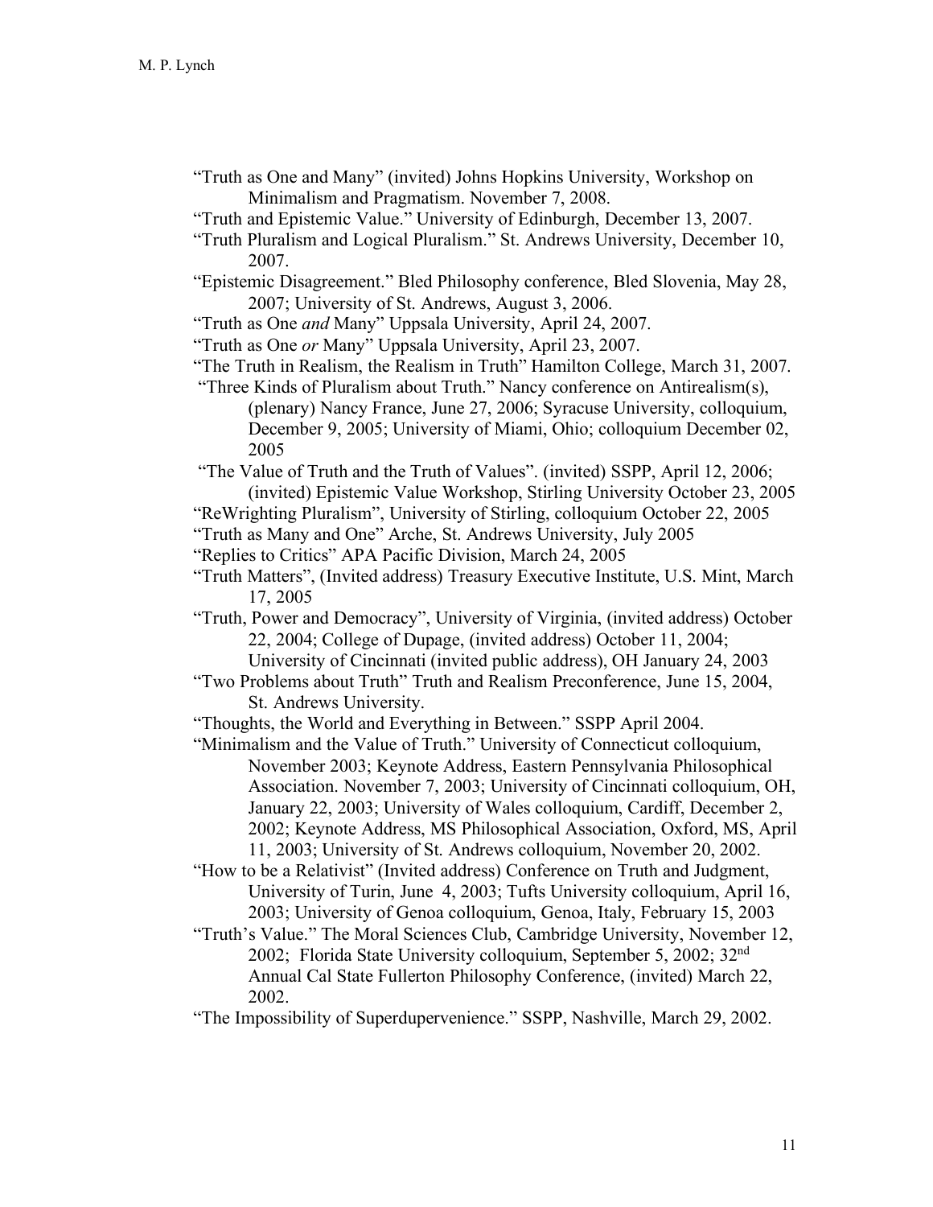"Truth as One and Many" (invited) Johns Hopkins University, Workshop on Minimalism and Pragmatism. November 7, 2008.

"Truth and Epistemic Value." University of Edinburgh, December 13, 2007.

"Truth Pluralism and Logical Pluralism." St. Andrews University, December 10, 2007.

"Epistemic Disagreement." Bled Philosophy conference, Bled Slovenia, May 28, 2007; University of St. Andrews, August 3, 2006.

"Truth as One *and* Many" Uppsala University, April 24, 2007.

"Truth as One *or* Many" Uppsala University, April 23, 2007.

"The Truth in Realism, the Realism in Truth" Hamilton College, March 31, 2007.

"Three Kinds of Pluralism about Truth." Nancy conference on Antirealism(s), (plenary) Nancy France, June 27, 2006; Syracuse University, colloquium, December 9, 2005; University of Miami, Ohio; colloquium December 02, 2005

"The Value of Truth and the Truth of Values". (invited) SSPP, April 12, 2006; (invited) Epistemic Value Workshop, Stirling University October 23, 2005

"ReWrighting Pluralism", University of Stirling, colloquium October 22, 2005

"Truth as Many and One" Arche, St. Andrews University, July 2005

"Replies to Critics" APA Pacific Division, March 24, 2005

"Truth Matters", (Invited address) Treasury Executive Institute, U.S. Mint, March 17, 2005

"Truth, Power and Democracy", University of Virginia, (invited address) October 22, 2004; College of Dupage, (invited address) October 11, 2004; University of Cincinnati (invited public address), OH January 24, 2003

"Two Problems about Truth" Truth and Realism Preconference, June 15, 2004, St. Andrews University.

"Thoughts, the World and Everything in Between." SSPP April 2004.

"Minimalism and the Value of Truth." University of Connecticut colloquium, November 2003; Keynote Address, Eastern Pennsylvania Philosophical Association. November 7, 2003; University of Cincinnati colloquium, OH, January 22, 2003; University of Wales colloquium, Cardiff, December 2, 2002; Keynote Address, MS Philosophical Association, Oxford, MS, April 11, 2003; University of St. Andrews colloquium, November 20, 2002.

"How to be a Relativist" (Invited address) Conference on Truth and Judgment, University of Turin, June 4, 2003; Tufts University colloquium, April 16, 2003; University of Genoa colloquium, Genoa, Italy, February 15, 2003

"Truth's Value." The Moral Sciences Club, Cambridge University, November 12, 2002; Florida State University colloquium, September 5, 2002; 32nd Annual Cal State Fullerton Philosophy Conference, (invited) March 22, 2002.

"The Impossibility of Superdupervenience." SSPP, Nashville, March 29, 2002.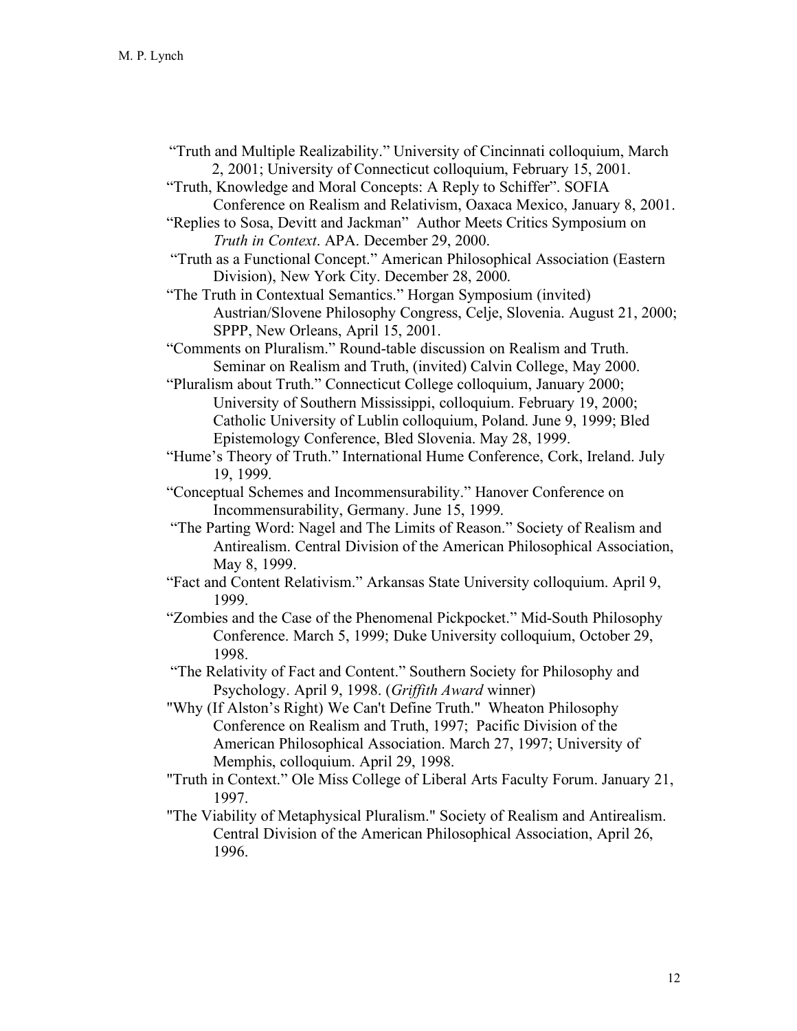"Truth and Multiple Realizability." University of Cincinnati colloquium, March 2, 2001; University of Connecticut colloquium, February 15, 2001.

"Truth, Knowledge and Moral Concepts: A Reply to Schiffer". SOFIA Conference on Realism and Relativism, Oaxaca Mexico, January 8, 2001.

"Replies to Sosa, Devitt and Jackman" Author Meets Critics Symposium on *Truth in Context*. APA. December 29, 2000.

"Truth as a Functional Concept." American Philosophical Association (Eastern Division), New York City. December 28, 2000.

"The Truth in Contextual Semantics." Horgan Symposium (invited) Austrian/Slovene Philosophy Congress, Celje, Slovenia. August 21, 2000; SPPP, New Orleans, April 15, 2001.

"Comments on Pluralism." Round-table discussion on Realism and Truth. Seminar on Realism and Truth, (invited) Calvin College, May 2000.

"Pluralism about Truth." Connecticut College colloquium, January 2000; University of Southern Mississippi, colloquium. February 19, 2000; Catholic University of Lublin colloquium, Poland. June 9, 1999; Bled Epistemology Conference, Bled Slovenia. May 28, 1999.

"Hume's Theory of Truth." International Hume Conference, Cork, Ireland. July 19, 1999.

"Conceptual Schemes and Incommensurability." Hanover Conference on Incommensurability, Germany. June 15, 1999.

"The Parting Word: Nagel and The Limits of Reason." Society of Realism and Antirealism. Central Division of the American Philosophical Association, May 8, 1999.

"Fact and Content Relativism." Arkansas State University colloquium. April 9, 1999.

"Zombies and the Case of the Phenomenal Pickpocket." Mid-South Philosophy Conference. March 5, 1999; Duke University colloquium, October 29, 1998.

"The Relativity of Fact and Content." Southern Society for Philosophy and Psychology. April 9, 1998. (*Griffith Award* winner)

"Why (If Alston's Right) We Can't Define Truth." Wheaton Philosophy Conference on Realism and Truth, 1997; Pacific Division of the American Philosophical Association. March 27, 1997; University of Memphis, colloquium. April 29, 1998.

"Truth in Context." Ole Miss College of Liberal Arts Faculty Forum. January 21, 1997.

"The Viability of Metaphysical Pluralism." Society of Realism and Antirealism. Central Division of the American Philosophical Association, April 26, 1996.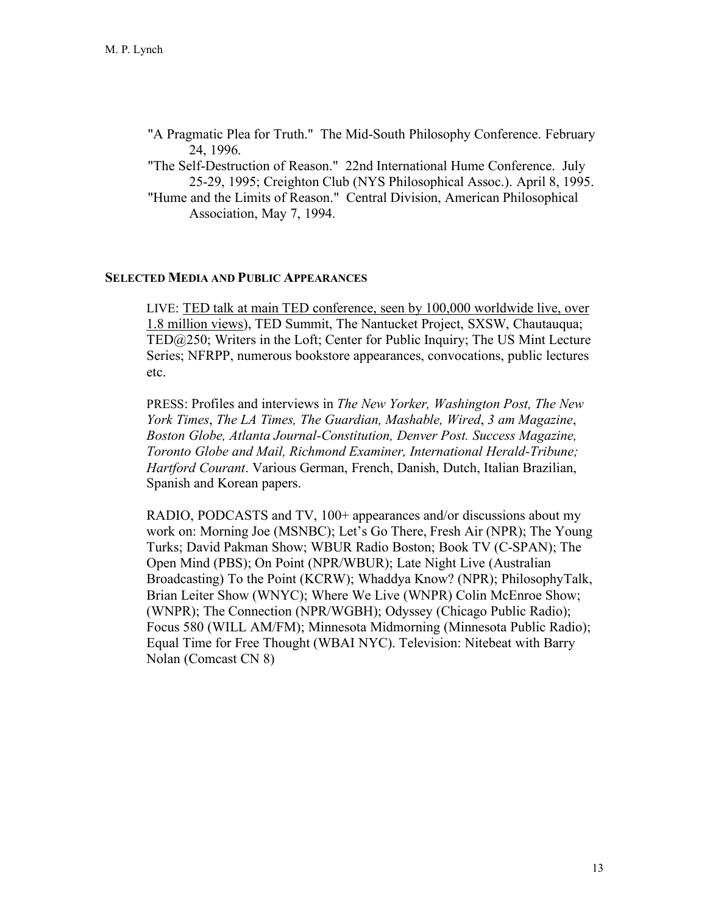"A Pragmatic Plea for Truth." The Mid-South Philosophy Conference. February 24, 1996.

"The Self-Destruction of Reason." 22nd International Hume Conference. July 25-29, 1995; Creighton Club (NYS Philosophical Assoc.). April 8, 1995.

"Hume and the Limits of Reason." Central Division, American Philosophical Association, May 7, 1994.

## SELECTED MEDIA AND PUBLIC APPEARANCES

LIVE: TED talk at main TED conference, seen by 100,000 worldwide live, over 1.8 million views), TED Summit, The Nantucket Project, SXSW, Chautauqua; TED@250; Writers in the Loft; Center for Public Inquiry; The US Mint Lecture Series; NFRPP, numerous bookstore appearances, convocations, public lectures etc.

PRESS: Profiles and interviews in *The New Yorker, Washington Post, The New York Times*, *The LA Times, The Guardian, Mashable, Wired*, *3 am Magazine*, *Boston Globe, Atlanta Journal-Constitution, Denver Post. Success Magazine, Toronto Globe and Mail, Richmond Examiner, International Herald-Tribune; Hartford Courant*. Various German, French, Danish, Dutch, Italian Brazilian, Spanish and Korean papers.

RADIO, PODCASTS and TV, 100+ appearances and/or discussions about my work on: Morning Joe (MSNBC); Let's Go There, Fresh Air (NPR); The Young Turks; David Pakman Show; WBUR Radio Boston; Book TV (C-SPAN); The Open Mind (PBS); On Point (NPR/WBUR); Late Night Live (Australian Broadcasting) To the Point (KCRW); Whaddya Know? (NPR); PhilosophyTalk, Brian Leiter Show (WNYC); Where We Live (WNPR) Colin McEnroe Show; (WNPR); The Connection (NPR/WGBH); Odyssey (Chicago Public Radio); Focus 580 (WILL AM/FM); Minnesota Midmorning (Minnesota Public Radio); Equal Time for Free Thought (WBAI NYC). Television: Nitebeat with Barry Nolan (Comcast CN 8)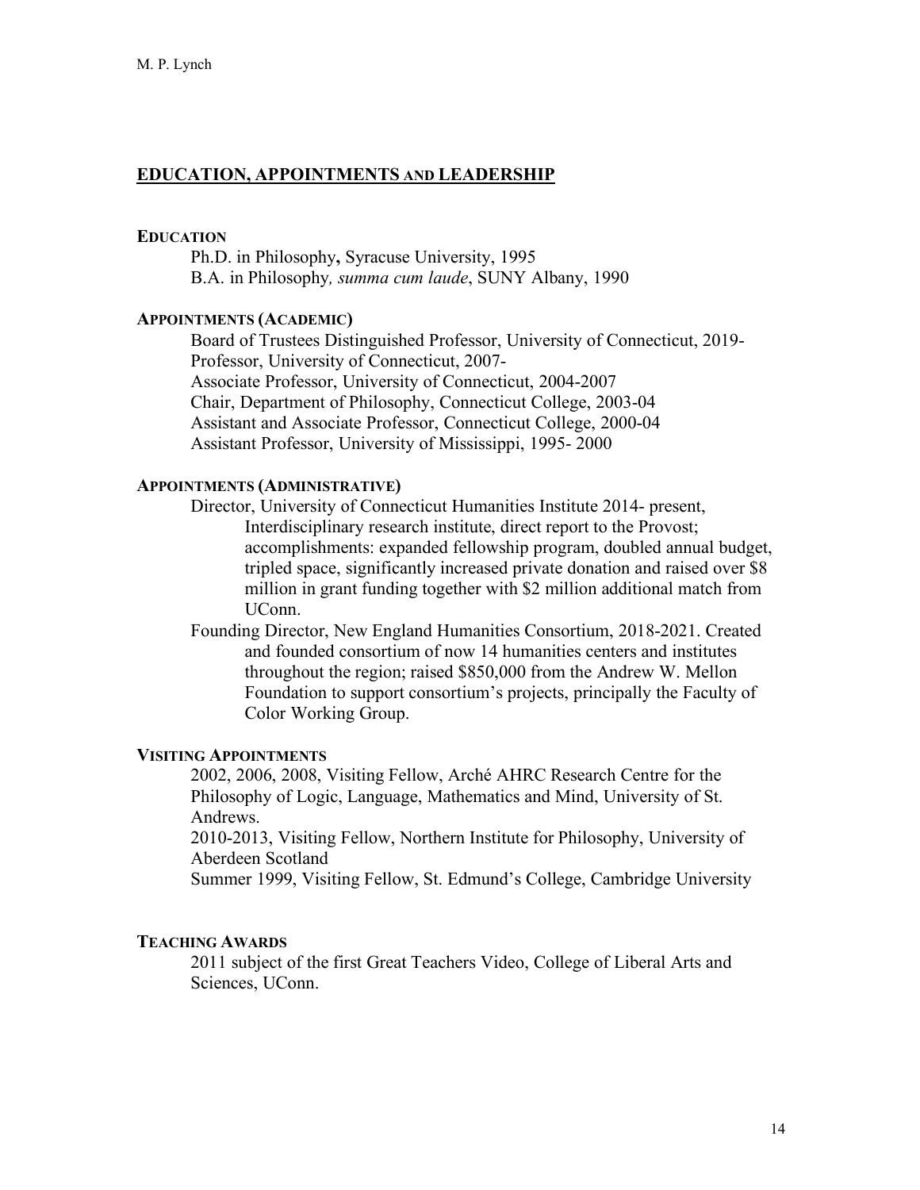## EDUCATION, APPOINTMENTS AND LEADERSHIP

### EDUCATION

Ph.D. in Philosophy**,** Syracuse University, 1995
B.A. in Philosophy*, summa cum laude*, SUNY Albany, 1990

### APPOINTMENTS (ACADEMIC)

Board of Trustees Distinguished Professor, University of Connecticut, 2019-
Professor, University of Connecticut, 2007-
Associate Professor, University of Connecticut, 2004-2007
Chair, Department of Philosophy, Connecticut College, 2003-04
Assistant and Associate Professor, Connecticut College, 2000-04
Assistant Professor, University of Mississippi, 1995- 2000

### APPOINTMENTS (ADMINISTRATIVE)

Director, University of Connecticut Humanities Institute 2014- present,
Interdisciplinary research institute, direct report to the Provost; accomplishments: expanded fellowship program, doubled annual budget, tripled space, significantly increased private donation and raised over $8 million in grant funding together with $2 million additional match from UConn.

Founding Director, New England Humanities Consortium, 2018-2021. Created and founded consortium of now 14 humanities centers and institutes throughout the region; raised $850,000 from the Andrew W. Mellon Foundation to support consortium's projects, principally the Faculty of Color Working Group.

### VISITING APPOINTMENTS

2002, 2006, 2008, Visiting Fellow, Arché AHRC Research Centre for the Philosophy of Logic, Language, Mathematics and Mind, University of St. Andrews.
2010-2013, Visiting Fellow, Northern Institute for Philosophy, University of Aberdeen Scotland
Summer 1999, Visiting Fellow, St. Edmund's College, Cambridge University

### TEACHING AWARDS

2011 subject of the first Great Teachers Video, College of Liberal Arts and Sciences, UConn.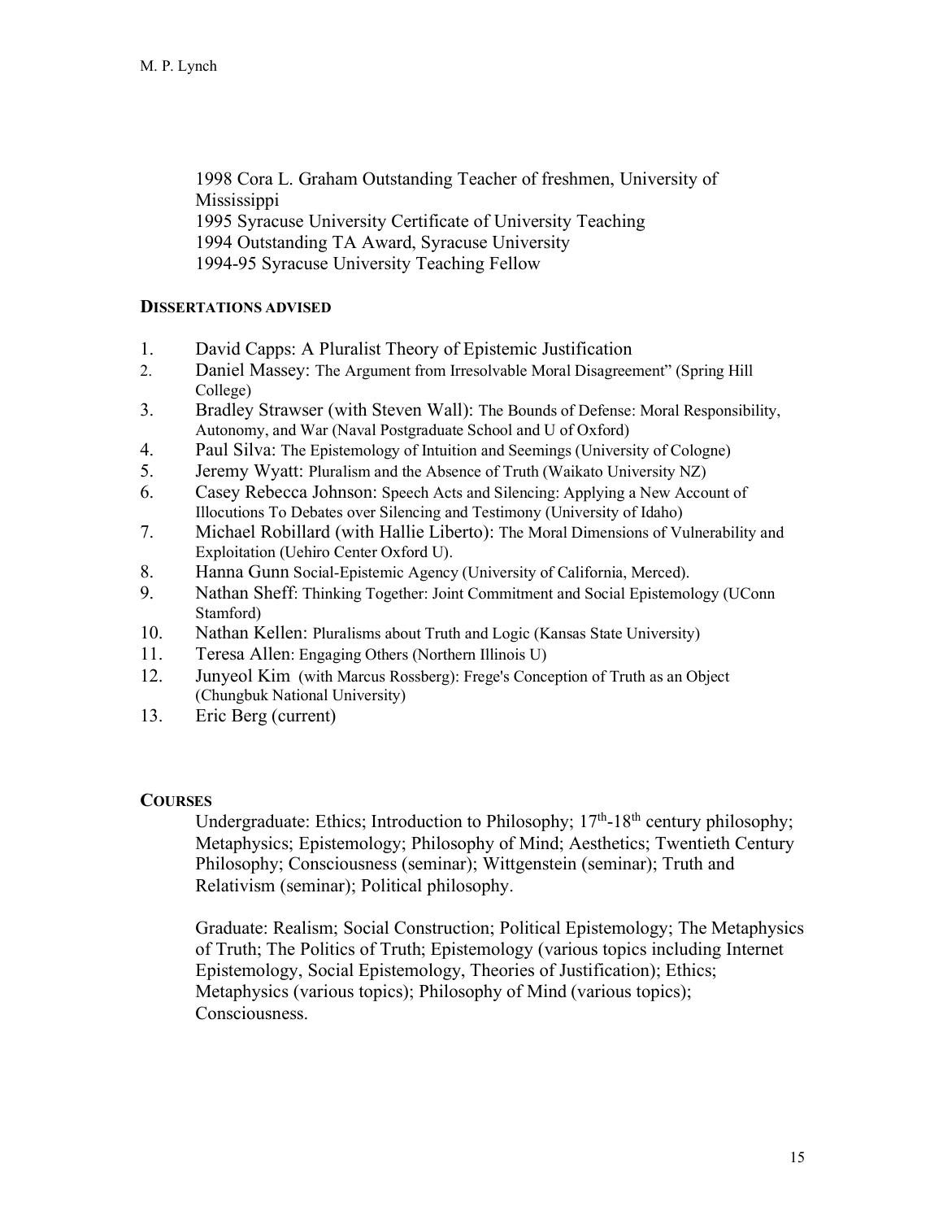1998 Cora L. Graham Outstanding Teacher of freshmen, University of Mississippi
1995 Syracuse University Certificate of University Teaching
1994 Outstanding TA Award, Syracuse University
1994-95 Syracuse University Teaching Fellow

## DISSERTATIONS ADVISED

1. David Capps: A Pluralist Theory of Epistemic Justification
2. Daniel Massey: The Argument from Irresolvable Moral Disagreement" (Spring Hill College)
3. Bradley Strawser (with Steven Wall): The Bounds of Defense: Moral Responsibility, Autonomy, and War (Naval Postgraduate School and U of Oxford)
4. Paul Silva: The Epistemology of Intuition and Seemings (University of Cologne)
5. Jeremy Wyatt: Pluralism and the Absence of Truth (Waikato University NZ)
6. Casey Rebecca Johnson: Speech Acts and Silencing: Applying a New Account of Illocutions To Debates over Silencing and Testimony (University of Idaho)
7. Michael Robillard (with Hallie Liberto): The Moral Dimensions of Vulnerability and Exploitation (Uehiro Center Oxford U).
8. Hanna Gunn Social-Epistemic Agency (University of California, Merced).
9. Nathan Sheff: Thinking Together: Joint Commitment and Social Epistemology (UConn Stamford)
10. Nathan Kellen: Pluralisms about Truth and Logic (Kansas State University)
11. Teresa Allen: Engaging Others (Northern Illinois U)
12. Junyeol Kim (with Marcus Rossberg): Frege's Conception of Truth as an Object (Chungbuk National University)
13. Eric Berg (current)

## COURSES

Undergraduate: Ethics; Introduction to Philosophy; 17th-18th century philosophy; Metaphysics; Epistemology; Philosophy of Mind; Aesthetics; Twentieth Century Philosophy; Consciousness (seminar); Wittgenstein (seminar); Truth and Relativism (seminar); Political philosophy.

Graduate: Realism; Social Construction; Political Epistemology; The Metaphysics of Truth; The Politics of Truth; Epistemology (various topics including Internet Epistemology, Social Epistemology, Theories of Justification); Ethics; Metaphysics (various topics); Philosophy of Mind (various topics); Consciousness.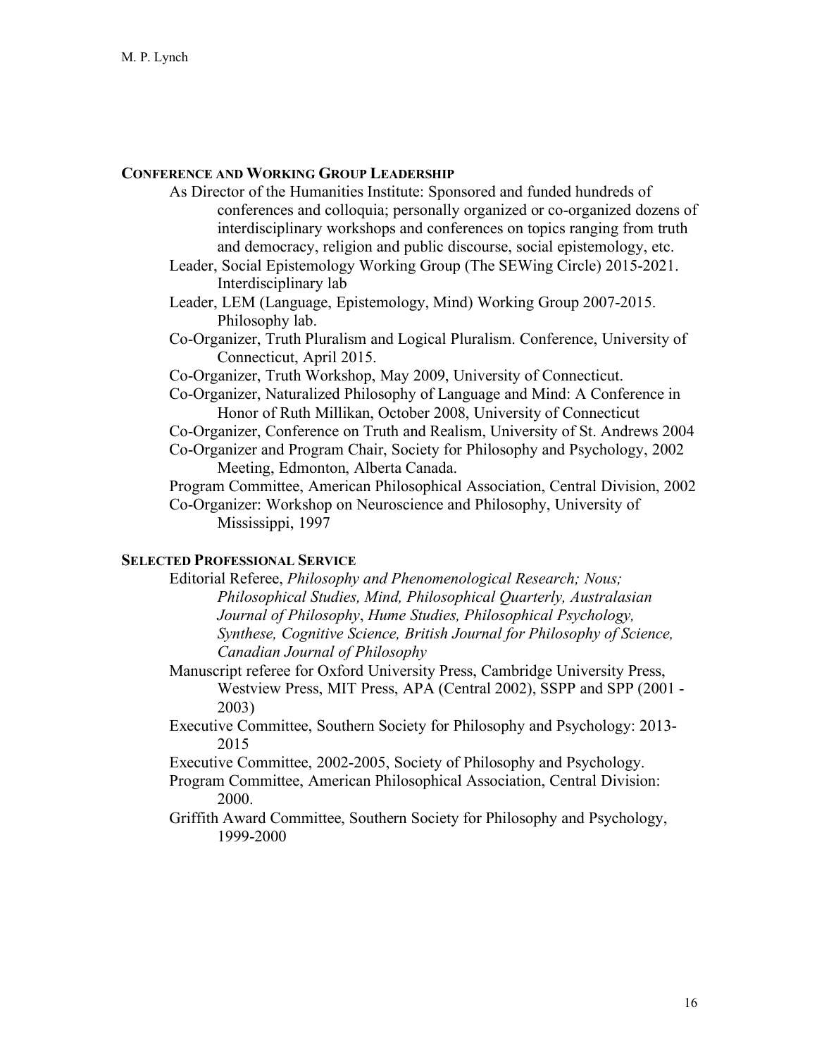## Conference and Working Group Leadership

As Director of the Humanities Institute: Sponsored and funded hundreds of conferences and colloquia; personally organized or co-organized dozens of interdisciplinary workshops and conferences on topics ranging from truth and democracy, religion and public discourse, social epistemology, etc.

Leader, Social Epistemology Working Group (The SEWing Circle) 2015-2021. Interdisciplinary lab

Leader, LEM (Language, Epistemology, Mind) Working Group 2007-2015. Philosophy lab.

Co-Organizer, Truth Pluralism and Logical Pluralism. Conference, University of Connecticut, April 2015.

Co-Organizer, Truth Workshop, May 2009, University of Connecticut.

Co-Organizer, Naturalized Philosophy of Language and Mind: A Conference in Honor of Ruth Millikan, October 2008, University of Connecticut

Co-Organizer, Conference on Truth and Realism, University of St. Andrews 2004

Co-Organizer and Program Chair, Society for Philosophy and Psychology, 2002 Meeting, Edmonton, Alberta Canada.

Program Committee, American Philosophical Association, Central Division, 2002

Co-Organizer: Workshop on Neuroscience and Philosophy, University of Mississippi, 1997

## Selected Professional Service

Editorial Referee, *Philosophy and Phenomenological Research; Nous; Philosophical Studies, Mind, Philosophical Quarterly, Australasian Journal of Philosophy*, *Hume Studies, Philosophical Psychology, Synthese, Cognitive Science, British Journal for Philosophy of Science, Canadian Journal of Philosophy*

Manuscript referee for Oxford University Press, Cambridge University Press, Westview Press, MIT Press, APA (Central 2002), SSPP and SPP (2001 - 2003)

Executive Committee, Southern Society for Philosophy and Psychology: 2013-2015

Executive Committee, 2002-2005, Society of Philosophy and Psychology.

Program Committee, American Philosophical Association, Central Division: 2000.

Griffith Award Committee, Southern Society for Philosophy and Psychology, 1999-2000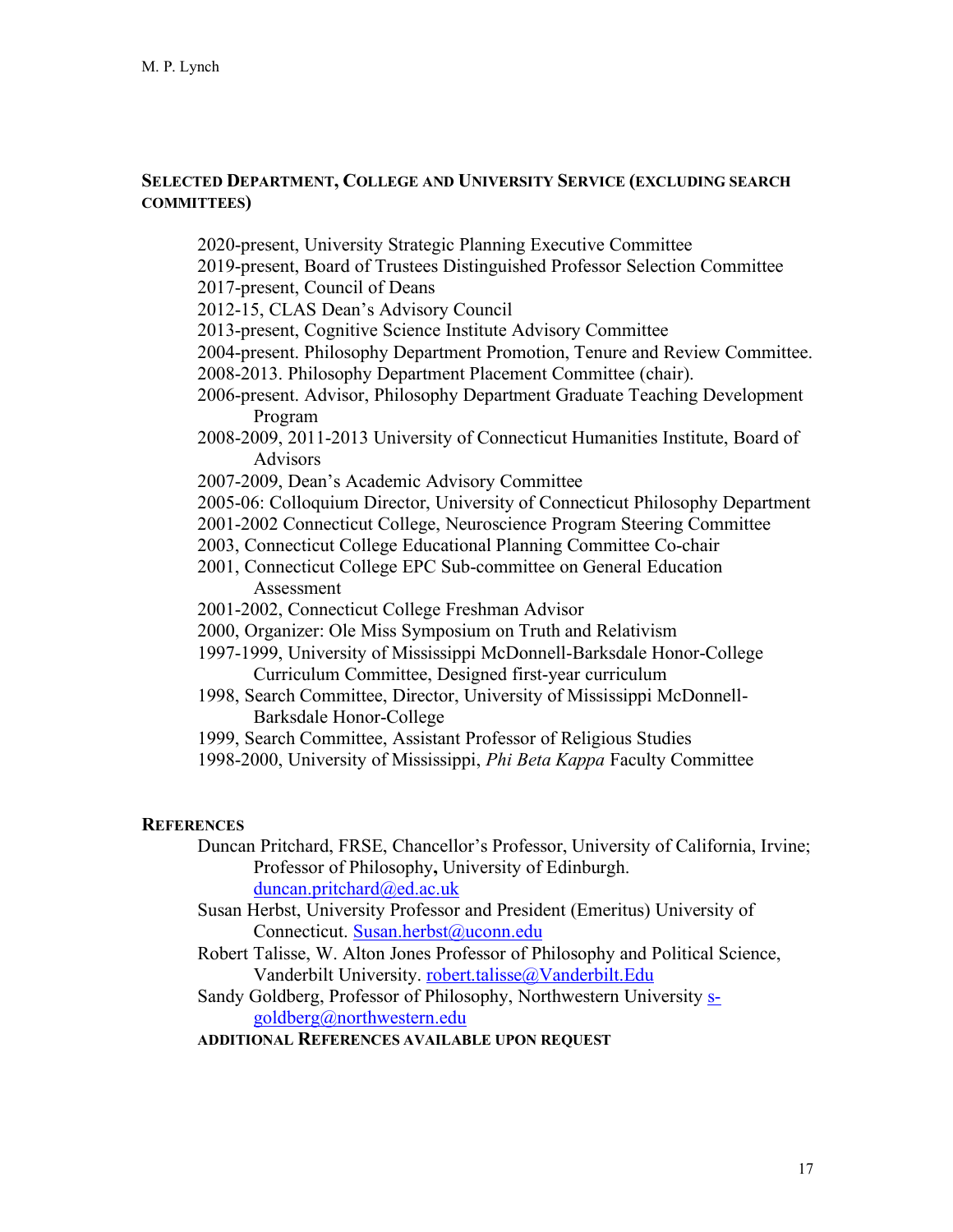## Selected Department, College and University Service (excluding search committees)

- 2020-present, University Strategic Planning Executive Committee
- 2019-present, Board of Trustees Distinguished Professor Selection Committee
- 2017-present, Council of Deans
- 2012-15, CLAS Dean's Advisory Council
- 2013-present, Cognitive Science Institute Advisory Committee
- 2004-present. Philosophy Department Promotion, Tenure and Review Committee.
- 2008-2013. Philosophy Department Placement Committee (chair).
- 2006-present. Advisor, Philosophy Department Graduate Teaching Development Program
- 2008-2009, 2011-2013 University of Connecticut Humanities Institute, Board of Advisors
- 2007-2009, Dean's Academic Advisory Committee
- 2005-06: Colloquium Director, University of Connecticut Philosophy Department
- 2001-2002 Connecticut College, Neuroscience Program Steering Committee
- 2003, Connecticut College Educational Planning Committee Co-chair
- 2001, Connecticut College EPC Sub-committee on General Education Assessment
- 2001-2002, Connecticut College Freshman Advisor
- 2000, Organizer: Ole Miss Symposium on Truth and Relativism
- 1997-1999, University of Mississippi McDonnell-Barksdale Honor-College Curriculum Committee, Designed first-year curriculum
- 1998, Search Committee, Director, University of Mississippi McDonnell-Barksdale Honor-College
- 1999, Search Committee, Assistant Professor of Religious Studies
- 1998-2000, University of Mississippi, *Phi Beta Kappa* Faculty Committee

## References

- Duncan Pritchard, FRSE, Chancellor's Professor, University of California, Irvine; Professor of Philosophy**,** University of Edinburgh. duncan.pritchard@ed.ac.uk
- Susan Herbst, University Professor and President (Emeritus) University of Connecticut. Susan.herbst@uconn.edu
- Robert Talisse, W. Alton Jones Professor of Philosophy and Political Science, Vanderbilt University. robert.talisse@Vanderbilt.Edu
- Sandy Goldberg, Professor of Philosophy, Northwestern University s-goldberg@northwestern.edu

**Additional References available upon request**